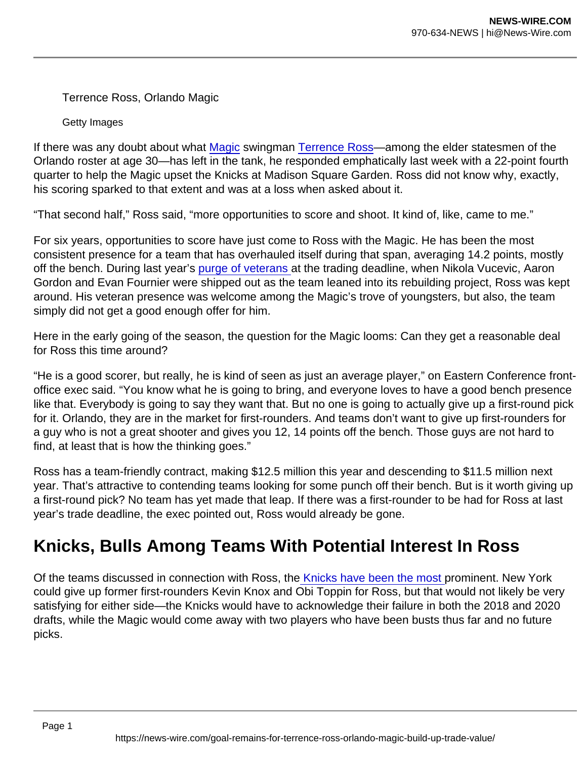Terrence Ross, Orlando Magic

Getty Images

If there was any doubt about what Magic swingman Terrence Ross—among the elder statesmen of the Orlando roster at age 30—has left in the tank, he responded emphatically last week with a 22-point fourth quarter to help the Magic upset the Knicks at Madison Square Garden. Ross did not know why, exactly, his scoring sparked to that extent and was at a loss when asked about it.

“That second half,” Ross said, “more opportunities to score and shoot. It kind of, like, came to me.”

For six years, opportunities to score have just come to Ross with the Magic. He has been the most consistent presence for a team that has overhauled itself during that span, averaging 14.2 points, mostly off the bench. During last year’s purge of veterans at the trading deadline, when Nikola Vucevic, Aaron Gordon and Evan Fournier were shipped out as the team leaned into its rebuilding project, Ross was kept around. His veteran presence was welcome among the Magic’s trove of youngsters, but also, the team simply did not get a good enough offer for him.

Here in the early going of the season, the question for the Magic looms: Can they get a reasonable deal for Ross this time around?

“He is a good scorer, but really, he is kind of seen as just an average player,” on Eastern Conference front-office exec said. “You know what he is going to bring, and everyone loves to have a good bench presence like that. Everybody is going to say they want that. But no one is going to actually give up a first-round pick for it. Orlando, they are in the market for first-rounders. And teams don’t want to give up first-rounders for a guy who is not a great shooter and gives you 12, 14 points off the bench. Those guys are not hard to find, at least that is how the thinking goes.”

Ross has a team-friendly contract, making $12.5 million this year and descending to $11.5 million next year. That’s attractive to contending teams looking for some punch off their bench. But is it worth giving up a first-round pick? No team has yet made that leap. If there was a first-rounder to be had for Ross at last year’s trade deadline, the exec pointed out, Ross would already be gone.

## Knicks, Bulls Among Teams With Potential Interest In Ross

Of the teams discussed in connection with Ross, the Knicks have been the most prominent. New York could give up former first-rounders Kevin Knox and Obi Toppin for Ross, but that would not likely be very satisfying for either side—the Knicks would have to acknowledge their failure in both the 2018 and 2020 drafts, while the Magic would come away with two players who have been busts thus far and no future picks.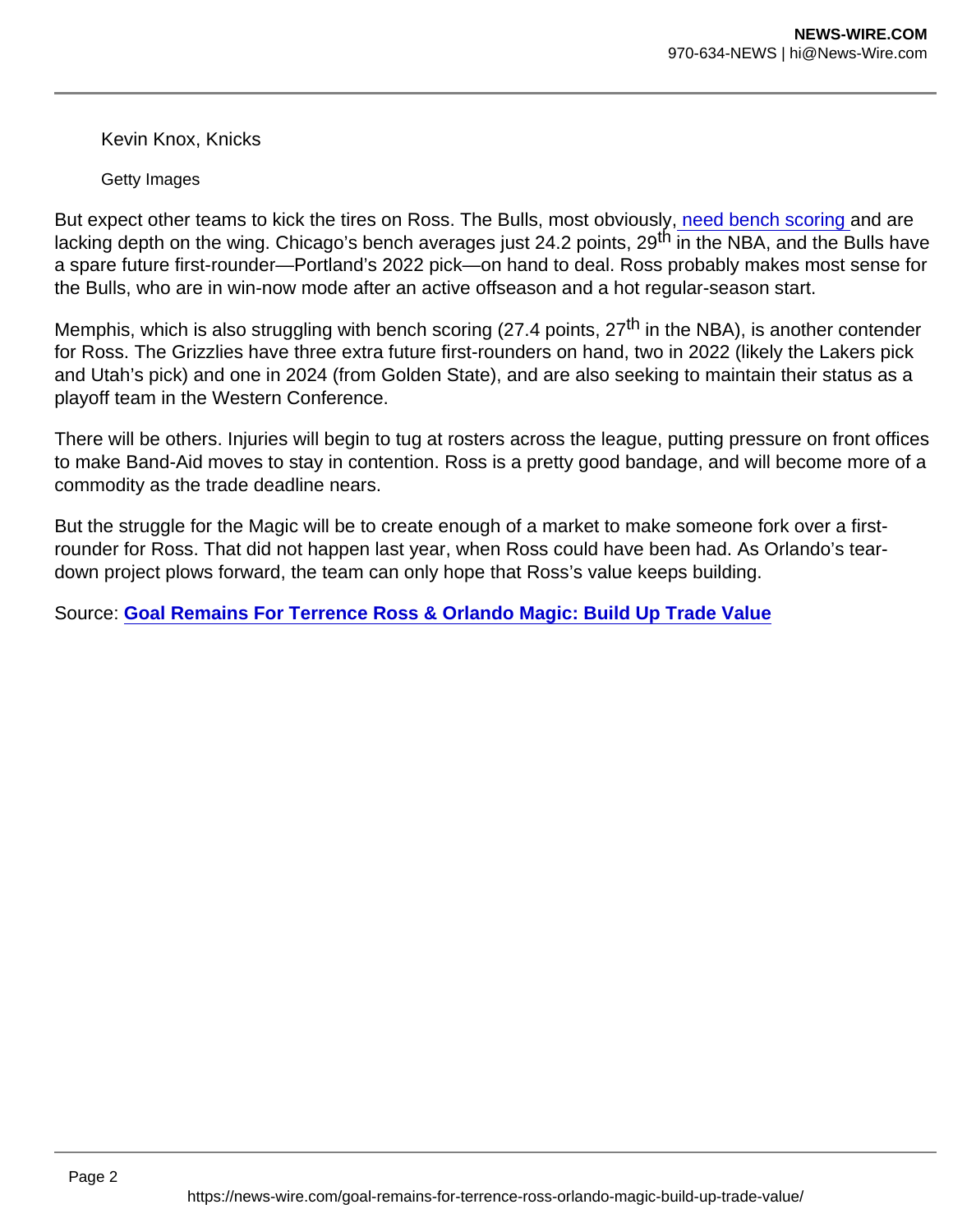Kevin Knox, Knicks

Getty Images

But expect other teams to kick the tires on Ross. The Bulls, most obviously, need bench scoring and are lacking depth on the wing. Chicago's bench averages just 24.2 points, 29th in the NBA, and the Bulls have a spare future first-rounder—Portland's 2022 pick—on hand to deal. Ross probably makes most sense for the Bulls, who are in win-now mode after an active offseason and a hot regular-season start.

Memphis, which is also struggling with bench scoring (27.4 points, 27th in the NBA), is another contender for Ross. The Grizzlies have three extra future first-rounders on hand, two in 2022 (likely the Lakers pick and Utah's pick) and one in 2024 (from Golden State), and are also seeking to maintain their status as a playoff team in the Western Conference.

There will be others. Injuries will begin to tug at rosters across the league, putting pressure on front offices to make Band-Aid moves to stay in contention. Ross is a pretty good bandage, and will become more of a commodity as the trade deadline nears.

But the struggle for the Magic will be to create enough of a market to make someone fork over a first-rounder for Ross. That did not happen last year, when Ross could have been had. As Orlando's tear-down project plows forward, the team can only hope that Ross's value keeps building.

Source: **Goal Remains For Terrence Ross & Orlando Magic: Build Up Trade Value**